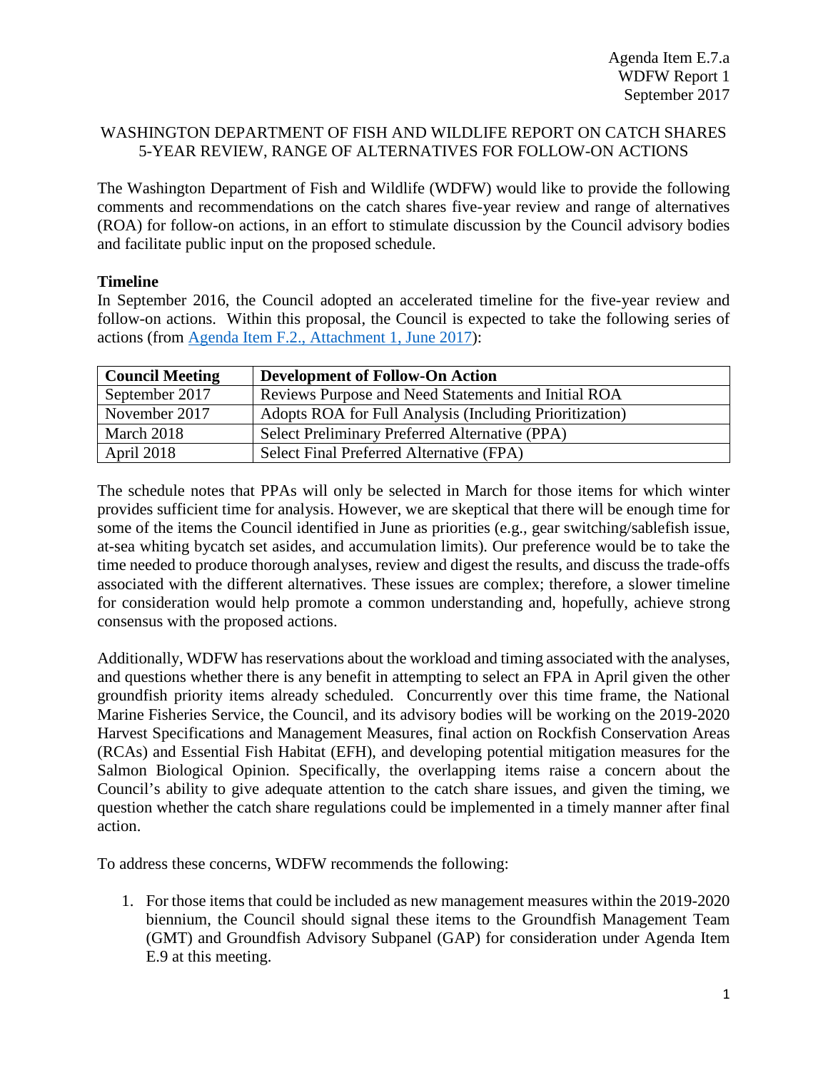Agenda Item E.7.a
WDFW Report 1
September 2017

# WASHINGTON DEPARTMENT OF FISH AND WILDLIFE REPORT ON CATCH SHARES 5-YEAR REVIEW, RANGE OF ALTERNATIVES FOR FOLLOW-ON ACTIONS

The Washington Department of Fish and Wildlife (WDFW) would like to provide the following comments and recommendations on the catch shares five-year review and range of alternatives (ROA) for follow-on actions, in an effort to stimulate discussion by the Council advisory bodies and facilitate public input on the proposed schedule.

**Timeline**

In September 2016, the Council adopted an accelerated timeline for the five-year review and follow-on actions. Within this proposal, the Council is expected to take the following series of actions (from [Agenda Item F.2., Attachment 1, June 2017]):

| Council Meeting | Development of Follow-On Action |
|---|---|
| September 2017 | Reviews Purpose and Need Statements and Initial ROA |
| November 2017 | Adopts ROA for Full Analysis (Including Prioritization) |
| March 2018 | Select Preliminary Preferred Alternative (PPA) |
| April 2018 | Select Final Preferred Alternative (FPA) |

The schedule notes that PPAs will only be selected in March for those items for which winter provides sufficient time for analysis. However, we are skeptical that there will be enough time for some of the items the Council identified in June as priorities (e.g., gear switching/sablefish issue, at-sea whiting bycatch set asides, and accumulation limits). Our preference would be to take the time needed to produce thorough analyses, review and digest the results, and discuss the trade-offs associated with the different alternatives. These issues are complex; therefore, a slower timeline for consideration would help promote a common understanding and, hopefully, achieve strong consensus with the proposed actions.

Additionally, WDFW has reservations about the workload and timing associated with the analyses, and questions whether there is any benefit in attempting to select an FPA in April given the other groundfish priority items already scheduled. Concurrently over this time frame, the National Marine Fisheries Service, the Council, and its advisory bodies will be working on the 2019-2020 Harvest Specifications and Management Measures, final action on Rockfish Conservation Areas (RCAs) and Essential Fish Habitat (EFH), and developing potential mitigation measures for the Salmon Biological Opinion. Specifically, the overlapping items raise a concern about the Council's ability to give adequate attention to the catch share issues, and given the timing, we question whether the catch share regulations could be implemented in a timely manner after final action.

To address these concerns, WDFW recommends the following:

1. For those items that could be included as new management measures within the 2019-2020 biennium, the Council should signal these items to the Groundfish Management Team (GMT) and Groundfish Advisory Subpanel (GAP) for consideration under Agenda Item E.9 at this meeting.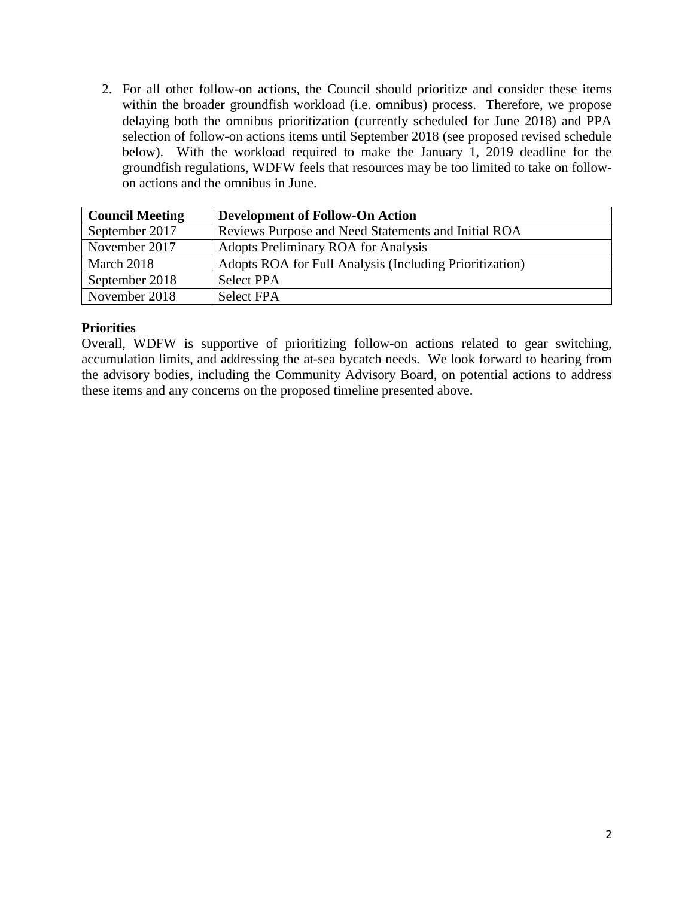2. For all other follow-on actions, the Council should prioritize and consider these items within the broader groundfish workload (i.e. omnibus) process. Therefore, we propose delaying both the omnibus prioritization (currently scheduled for June 2018) and PPA selection of follow-on actions items until September 2018 (see proposed revised schedule below). With the workload required to make the January 1, 2019 deadline for the groundfish regulations, WDFW feels that resources may be too limited to take on follow-on actions and the omnibus in June.

| Council Meeting | Development of Follow-On Action |
|---|---|
| September 2017 | Reviews Purpose and Need Statements and Initial ROA |
| November 2017 | Adopts Preliminary ROA for Analysis |
| March 2018 | Adopts ROA for Full Analysis (Including Prioritization) |
| September 2018 | Select PPA |
| November 2018 | Select FPA |

**Priorities**

Overall, WDFW is supportive of prioritizing follow-on actions related to gear switching, accumulation limits, and addressing the at-sea bycatch needs. We look forward to hearing from the advisory bodies, including the Community Advisory Board, on potential actions to address these items and any concerns on the proposed timeline presented above.